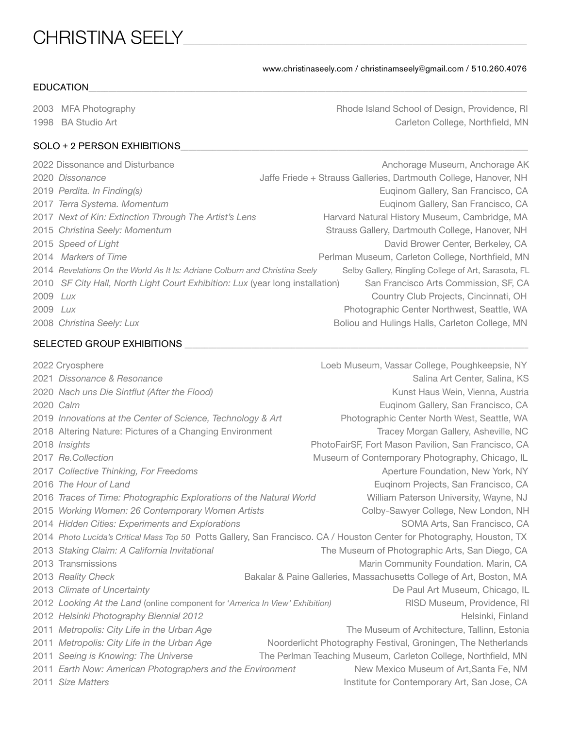# CHRISTINA SEELY

www.christinaseely.com / christinamseely@gmail.com / 510.260.4076

## EDUCATION

2003 MFA Photography — Rhode Island School of Design, Providence, RI
1998 BA Studio Art — Carleton College, Northfield, MN

## SOLO + 2 PERSON EXHIBITIONS

2022 Dissonance and Disturbance — Anchorage Museum, Anchorage AK
2020 *Dissonance* — Jaffe Friede + Strauss Galleries, Dartmouth College, Hanover, NH
2019 *Perdita. In Finding(s)* — Euqinom Gallery, San Francisco, CA
2017 *Terra Systema. Momentum* — Euqinom Gallery, San Francisco, CA
2017 *Next of Kin: Extinction Through The Artist's Lens* — Harvard Natural History Museum, Cambridge, MA
2015 *Christina Seely: Momentum* — Strauss Gallery, Dartmouth College, Hanover, NH
2015 *Speed of Light* — David Brower Center, Berkeley, CA
2014 *Markers of Time* — Perlman Museum, Carleton College, Northfield, MN
2014 *Revelations On the World As It Is: Adriane Colburn and Christina Seely* — Selby Gallery, Ringling College of Art, Sarasota, FL
2010 *SF City Hall, North Light Court Exhibition: Lux* (year long installation) — San Francisco Arts Commission, SF, CA
2009 *Lux* — Country Club Projects, Cincinnati, OH
2009 *Lux* — Photographic Center Northwest, Seattle, WA
2008 *Christina Seely: Lux* — Boliou and Hulings Halls, Carleton College, MN

## SELECTED GROUP EXHIBITIONS

2022 Cryosphere — Loeb Museum, Vassar College, Poughkeepsie, NY
2021 *Dissonance & Resonance* — Salina Art Center, Salina, KS
2020 *Nach uns Die Sintflut (After the Flood)* — Kunst Haus Wein, Vienna, Austria
2020 *Calm* — Euqinom Gallery, San Francisco, CA
2019 *Innovations at the Center of Science, Technology & Art* — Photographic Center North West, Seattle, WA
2018 Altering Nature: Pictures of a Changing Environment — Tracey Morgan Gallery, Asheville, NC
2018 *Insights* — PhotoFairSF, Fort Mason Pavilion, San Francisco, CA
2017 *Re.Collection* — Museum of Contemporary Photography, Chicago, IL
2017 *Collective Thinking, For Freedoms* — Aperture Foundation, New York, NY
2016 *The Hour of Land* — Euqinom Projects, San Francisco, CA
2016 *Traces of Time: Photographic Explorations of the Natural World* — William Paterson University, Wayne, NJ
2015 *Working Women: 26 Contemporary Women Artists* — Colby-Sawyer College, New London, NH
2014 *Hidden Cities: Experiments and Explorations* — SOMA Arts, San Francisco, CA
2014 *Photo Lucida's Critical Mass Top 50* — Potts Gallery, San Francisco. CA / Houston Center for Photography, Houston, TX
2013 *Staking Claim: A California Invitational* — The Museum of Photographic Arts, San Diego, CA
2013 Transmissions — Marin Community Foundation. Marin, CA
2013 *Reality Check* — Bakalar & Paine Galleries, Massachusetts College of Art, Boston, MA
2013 *Climate of Uncertainty* — De Paul Art Museum, Chicago, IL
2012 *Looking At the Land* (online component for '*America In View' Exhibition)* — RISD Museum, Providence, RI
2012 *Helsinki Photography Biennial 2012* — Helsinki, Finland
2011 *Metropolis: City Life in the Urban Age* — The Museum of Architecture, Tallinn, Estonia
2011 *Metropolis: City Life in the Urban Age* — Noorderlicht Photography Festival, Groningen, The Netherlands
2011 *Seeing is Knowing: The Universe* — The Perlman Teaching Museum, Carleton College, Northfield, MN
2011 *Earth Now: American Photographers and the Environment* — New Mexico Museum of Art,Santa Fe, NM
2011 *Size Matters* — Institute for Contemporary Art, San Jose, CA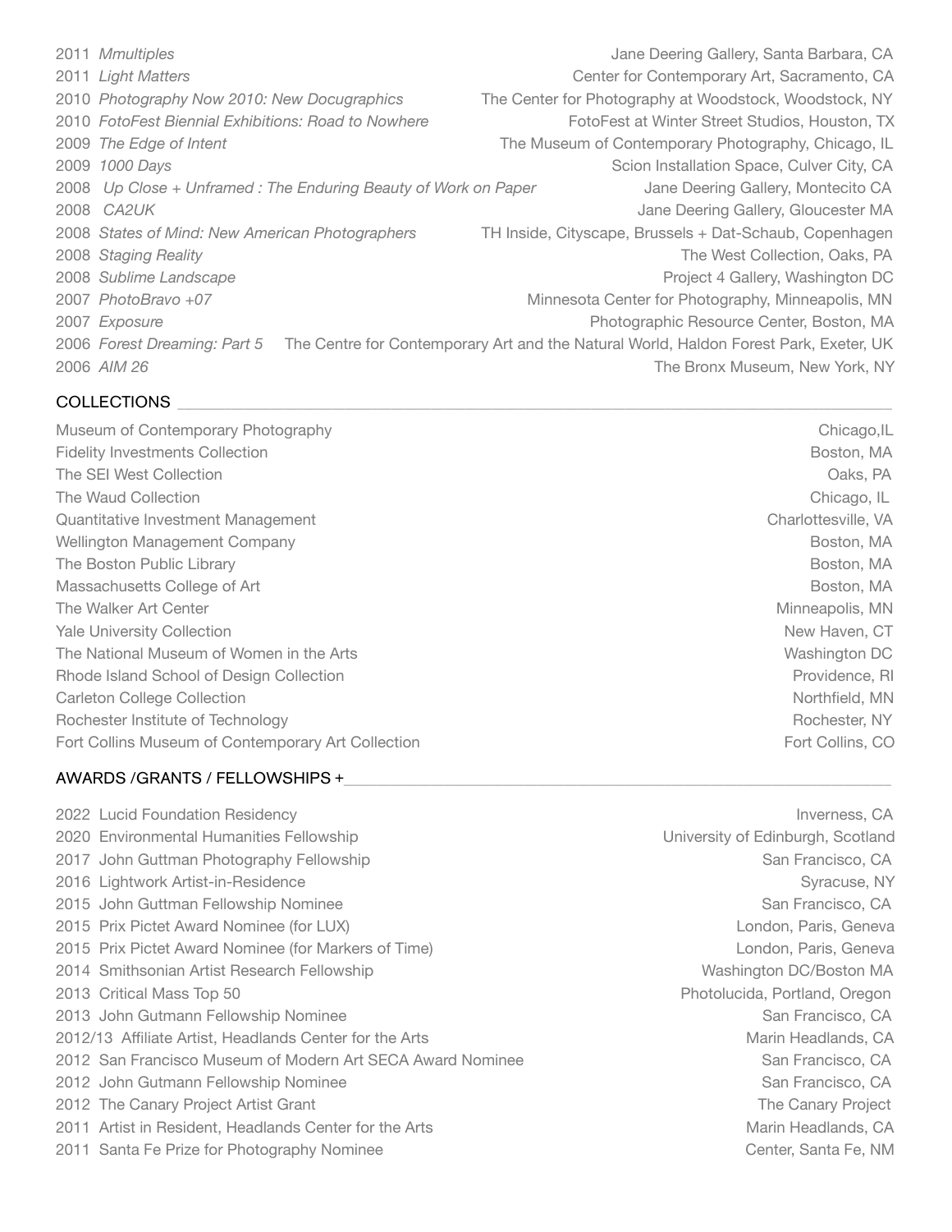2011 *Mmultiples* — Jane Deering Gallery, Santa Barbara, CA
2011 *Light Matters* — Center for Contemporary Art, Sacramento, CA
2010 *Photography Now 2010: New Docugraphics* — The Center for Photography at Woodstock, Woodstock, NY
2010 *FotoFest Biennial Exhibitions: Road to Nowhere* — FotoFest at Winter Street Studios, Houston, TX
2009 *The Edge of Intent* — The Museum of Contemporary Photography, Chicago, IL
2009 *1000 Days* — Scion Installation Space, Culver City, CA
2008 *Up Close + Unframed : The Enduring Beauty of Work on Paper* — Jane Deering Gallery, Montecito CA
2008 *CA2UK* — Jane Deering Gallery, Gloucester MA
2008 *States of Mind: New American Photographers* — TH Inside, Cityscape, Brussels + Dat-Schaub, Copenhagen
2008 *Staging Reality* — The West Collection, Oaks, PA
2008 *Sublime Landscape* — Project 4 Gallery, Washington DC
2007 *PhotoBravo +07* — Minnesota Center for Photography, Minneapolis, MN
2007 *Exposure* — Photographic Resource Center, Boston, MA
2006 *Forest Dreaming: Part 5* — The Centre for Contemporary Art and the Natural World, Haldon Forest Park, Exeter, UK
2006 *AIM 26* — The Bronx Museum, New York, NY

## COLLECTIONS

Museum of Contemporary Photography — Chicago,IL
Fidelity Investments Collection — Boston, MA
The SEI West Collection — Oaks, PA
The Waud Collection — Chicago, IL
Quantitative Investment Management — Charlottesville, VA
Wellington Management Company — Boston, MA
The Boston Public Library — Boston, MA
Massachusetts College of Art — Boston, MA
The Walker Art Center — Minneapolis, MN
Yale University Collection — New Haven, CT
The National Museum of Women in the Arts — Washington DC
Rhode Island School of Design Collection — Providence, RI
Carleton College Collection — Northfield, MN
Rochester Institute of Technology — Rochester, NY
Fort Collins Museum of Contemporary Art Collection — Fort Collins, CO

## AWARDS /GRANTS / FELLOWSHIPS +

2022 Lucid Foundation Residency — Inverness, CA
2020 Environmental Humanities Fellowship — University of Edinburgh, Scotland
2017 John Guttman Photography Fellowship — San Francisco, CA
2016 Lightwork Artist-in-Residence — Syracuse, NY
2015 John Guttman Fellowship Nominee — San Francisco, CA
2015 Prix Pictet Award Nominee (for LUX) — London, Paris, Geneva
2015 Prix Pictet Award Nominee (for Markers of Time) — London, Paris, Geneva
2014 Smithsonian Artist Research Fellowship — Washington DC/Boston MA
2013 Critical Mass Top 50 — Photolucida, Portland, Oregon
2013 John Gutmann Fellowship Nominee — San Francisco, CA
2012/13 Affiliate Artist, Headlands Center for the Arts — Marin Headlands, CA
2012 San Francisco Museum of Modern Art SECA Award Nominee — San Francisco, CA
2012 John Gutmann Fellowship Nominee — San Francisco, CA
2012 The Canary Project Artist Grant — The Canary Project
2011 Artist in Resident, Headlands Center for the Arts — Marin Headlands, CA
2011 Santa Fe Prize for Photography Nominee — Center, Santa Fe, NM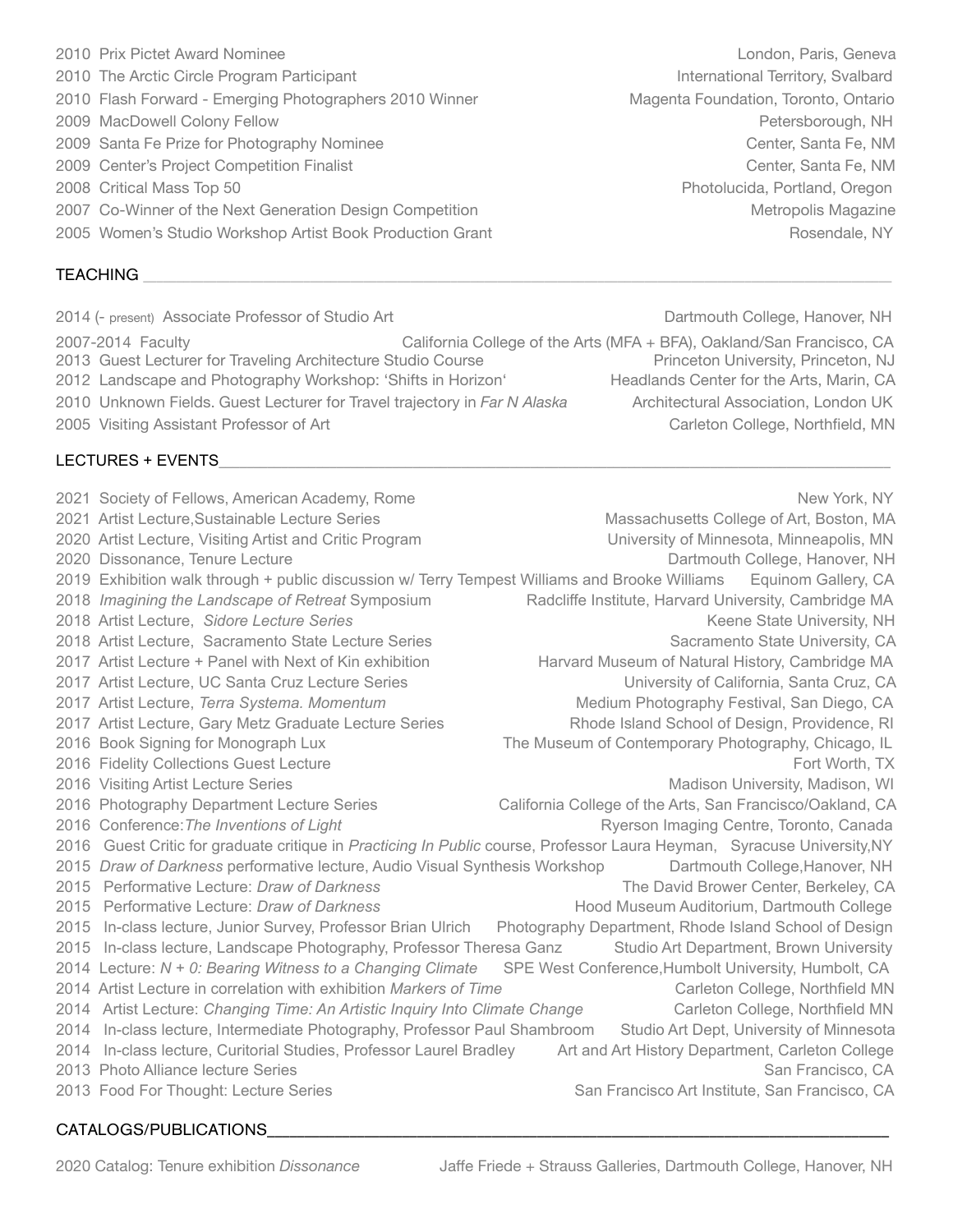2010 Prix Pictet Award Nominee — London, Paris, Geneva
2010 The Arctic Circle Program Participant — International Territory, Svalbard
2010 Flash Forward - Emerging Photographers 2010 Winner — Magenta Foundation, Toronto, Ontario
2009 MacDowell Colony Fellow — Petersborough, NH
2009 Santa Fe Prize for Photography Nominee — Center, Santa Fe, NM
2009 Center's Project Competition Finalist — Center, Santa Fe, NM
2008 Critical Mass Top 50 — Photolucida, Portland, Oregon
2007 Co-Winner of the Next Generation Design Competition — Metropolis Magazine
2005 Women's Studio Workshop Artist Book Production Grant — Rosendale, NY

## TEACHING

2014 (- present) Associate Professor of Studio Art — Dartmouth College, Hanover, NH
2007-2014 Faculty — California College of the Arts (MFA + BFA), Oakland/San Francisco, CA
2013 Guest Lecturer for Traveling Architecture Studio Course — Princeton University, Princeton, NJ
2012 Landscape and Photography Workshop: 'Shifts in Horizon' — Headlands Center for the Arts, Marin, CA
2010 Unknown Fields. Guest Lecturer for Travel trajectory in *Far N Alaska* — Architectural Association, London UK
2005 Visiting Assistant Professor of Art — Carleton College, Northfield, MN

## LECTURES + EVENTS

2021 Society of Fellows, American Academy, Rome — New York, NY
2021 Artist Lecture,Sustainable Lecture Series — Massachusetts College of Art, Boston, MA
2020 Artist Lecture, Visiting Artist and Critic Program — University of Minnesota, Minneapolis, MN
2020 Dissonance, Tenure Lecture — Dartmouth College, Hanover, NH
2019 Exhibition walk through + public discussion w/ Terry Tempest Williams and Brooke Williams — Equinom Gallery, CA
2018 *Imagining the Landscape of Retreat* Symposium — Radcliffe Institute, Harvard University, Cambridge MA
2018 Artist Lecture, *Sidore Lecture Series* — Keene State University, NH
2018 Artist Lecture, Sacramento State Lecture Series — Sacramento State University, CA
2017 Artist Lecture + Panel with Next of Kin exhibition — Harvard Museum of Natural History, Cambridge MA
2017 Artist Lecture, UC Santa Cruz Lecture Series — University of California, Santa Cruz, CA
2017 Artist Lecture, *Terra Systema. Momentum* — Medium Photography Festival, San Diego, CA
2017 Artist Lecture, Gary Metz Graduate Lecture Series — Rhode Island School of Design, Providence, RI
2016 Book Signing for Monograph Lux — The Museum of Contemporary Photography, Chicago, IL
2016 Fidelity Collections Guest Lecture — Fort Worth, TX
2016 Visiting Artist Lecture Series — Madison University, Madison, WI
2016 Photography Department Lecture Series — California College of the Arts, San Francisco/Oakland, CA
2016 Conference:*The Inventions of Light* — Ryerson Imaging Centre, Toronto, Canada
2016 Guest Critic for graduate critique in *Practicing In Public* course, Professor Laura Heyman, Syracuse University,NY
2015 *Draw of Darkness* performative lecture, Audio Visual Synthesis Workshop — Dartmouth College,Hanover, NH
2015 Performative Lecture: *Draw of Darkness* — The David Brower Center, Berkeley, CA
2015 Performative Lecture: *Draw of Darkness* — Hood Museum Auditorium, Dartmouth College
2015 In-class lecture, Junior Survey, Professor Brian Ulrich — Photography Department, Rhode Island School of Design
2015 In-class lecture, Landscape Photography, Professor Theresa Ganz — Studio Art Department, Brown University
2014 Lecture: *N + 0: Bearing Witness to a Changing Climate* — SPE West Conference,Humbolt University, Humbolt, CA
2014 Artist Lecture in correlation with exhibition *Markers of Time* — Carleton College, Northfield MN
2014 Artist Lecture: *Changing Time: An Artistic Inquiry Into Climate Change* — Carleton College, Northfield MN
2014 In-class lecture, Intermediate Photography, Professor Paul Shambroom — Studio Art Dept, University of Minnesota
2014 In-class lecture, Curitorial Studies, Professor Laurel Bradley — Art and Art History Department, Carleton College
2013 Photo Alliance lecture Series — San Francisco, CA
2013 Food For Thought: Lecture Series — San Francisco Art Institute, San Francisco, CA

## CATALOGS/PUBLICATIONS

2020 Catalog: Tenure exhibition *Dissonance* — Jaffe Friede + Strauss Galleries, Dartmouth College, Hanover, NH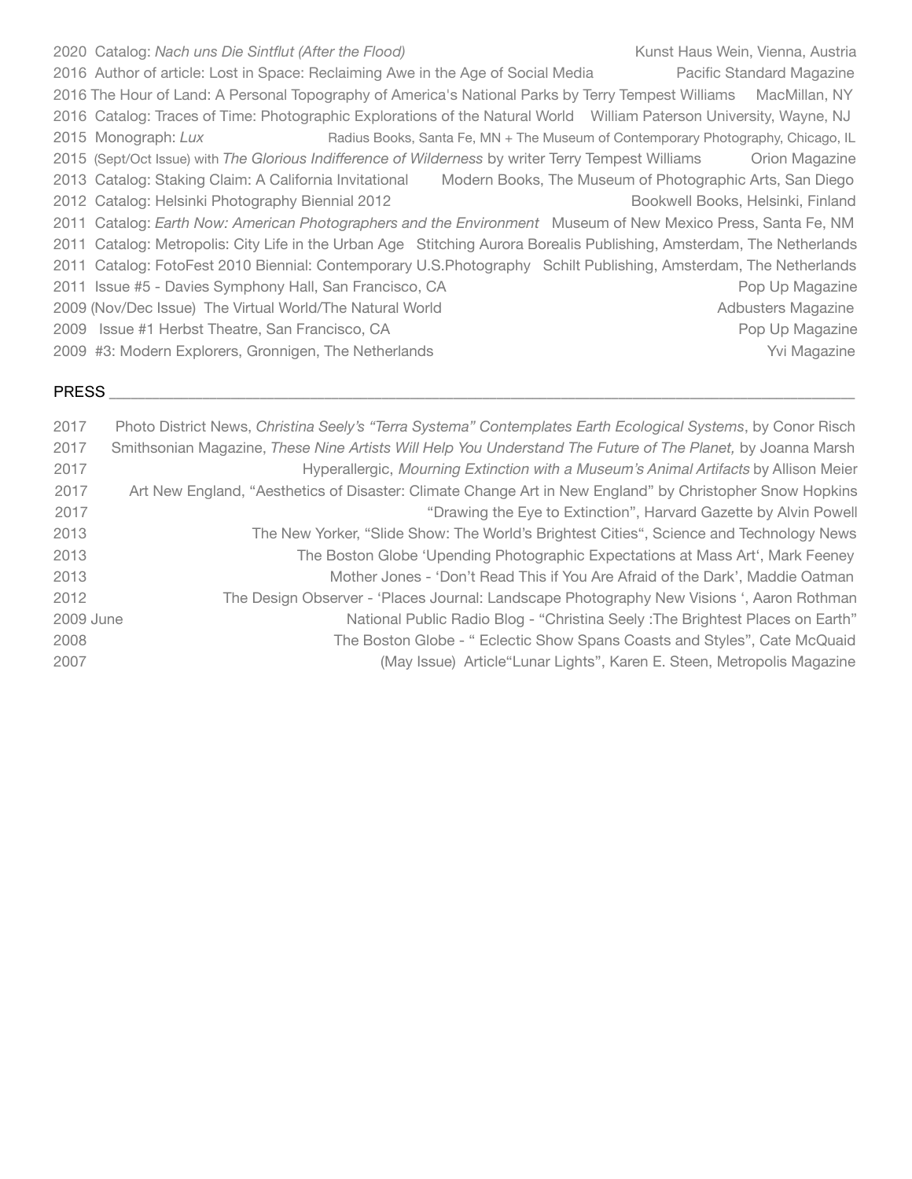2020 Catalog: *Nach uns Die Sintflut (After the Flood)* Kunst Haus Wein, Vienna, Austria
2016 Author of article: Lost in Space: Reclaiming Awe in the Age of Social Media Pacific Standard Magazine
2016 The Hour of Land: A Personal Topography of America's National Parks by Terry Tempest Williams MacMillan, NY
2016 Catalog: Traces of Time: Photographic Explorations of the Natural World William Paterson University, Wayne, NJ
2015 Monograph: *Lux* Radius Books, Santa Fe, MN + The Museum of Contemporary Photography, Chicago, IL
2015 (Sept/Oct Issue) with *The Glorious Indifference of Wilderness* by writer Terry Tempest Williams Orion Magazine
2013 Catalog: Staking Claim: A California Invitational Modern Books, The Museum of Photographic Arts, San Diego
2012 Catalog: Helsinki Photography Biennial 2012 Bookwell Books, Helsinki, Finland
2011 Catalog: *Earth Now: American Photographers and the Environment* Museum of New Mexico Press, Santa Fe, NM
2011 Catalog: Metropolis: City Life in the Urban Age Stitching Aurora Borealis Publishing, Amsterdam, The Netherlands
2011 Catalog: FotoFest 2010 Biennial: Contemporary U.S.Photography Schilt Publishing, Amsterdam, The Netherlands
2011 Issue #5 - Davies Symphony Hall, San Francisco, CA Pop Up Magazine
2009 (Nov/Dec Issue) The Virtual World/The Natural World Adbusters Magazine
2009 Issue #1 Herbst Theatre, San Francisco, CA Pop Up Magazine
2009 #3: Modern Explorers, Gronnigen, The Netherlands Yvi Magazine

## PRESS

2017 Photo District News, *Christina Seely's "Terra Systema" Contemplates Earth Ecological Systems*, by Conor Risch
2017 Smithsonian Magazine, *These Nine Artists Will Help You Understand The Future of The Planet,* by Joanna Marsh
2017 Hyperallergic, *Mourning Extinction with a Museum's Animal Artifacts* by Allison Meier
2017 Art New England, "Aesthetics of Disaster: Climate Change Art in New England" by Christopher Snow Hopkins
2017 "Drawing the Eye to Extinction", Harvard Gazette by Alvin Powell
2013 The New Yorker, "Slide Show: The World's Brightest Cities", Science and Technology News
2013 The Boston Globe 'Upending Photographic Expectations at Mass Art', Mark Feeney
2013 Mother Jones - 'Don't Read This if You Are Afraid of the Dark', Maddie Oatman
2012 The Design Observer - 'Places Journal: Landscape Photography New Visions ', Aaron Rothman
2009 June National Public Radio Blog - "Christina Seely :The Brightest Places on Earth"
2008 The Boston Globe - " Eclectic Show Spans Coasts and Styles", Cate McQuaid
2007 (May Issue) Article"Lunar Lights", Karen E. Steen, Metropolis Magazine